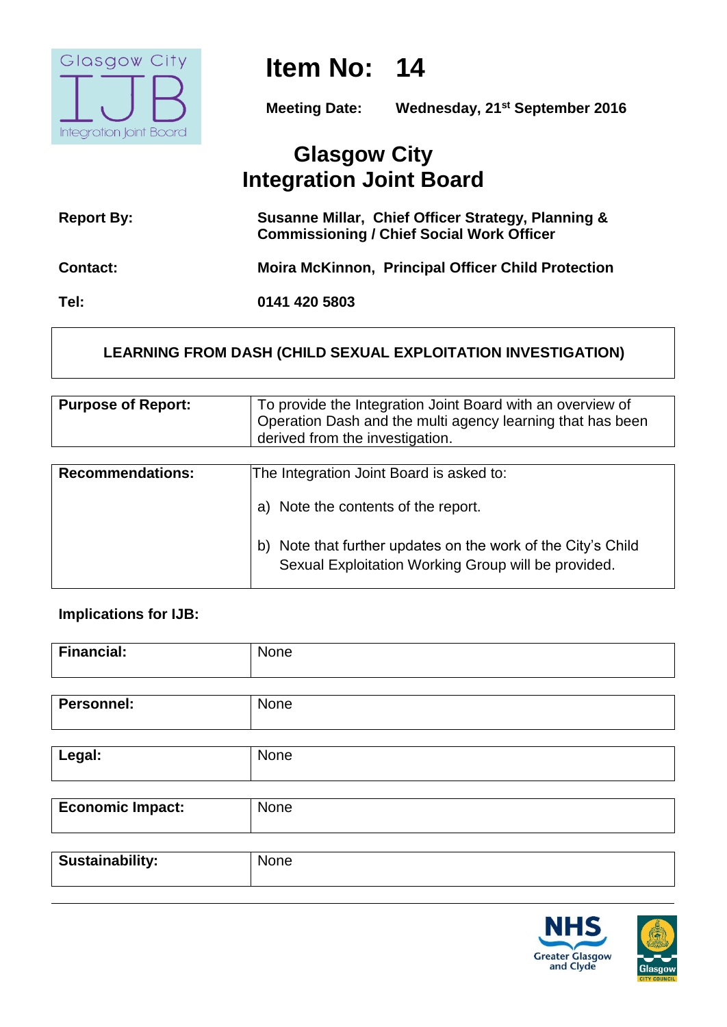# Item No: 14

**Meeting Date:** Wednesday, 21st September 2016

## Glasgow City Integration Joint Board

| | |
|---|---|
| **Report By:** | **Susanne Millar, Chief Officer Strategy, Planning & Commissioning / Chief Social Work Officer** |
| **Contact:** | **Moira McKinnon, Principal Officer Child Protection** |
| **Tel:** | **0141 420 5803** |

**LEARNING FROM DASH (CHILD SEXUAL EXPLOITATION INVESTIGATION)**

| | |
|---|---|
| **Purpose of Report:** | To provide the Integration Joint Board with an overview of Operation Dash and the multi agency learning that has been derived from the investigation. |

| | |
|---|---|
| **Recommendations:** | The Integration Joint Board is asked to:<br><br>a) Note the contents of the report.<br><br>b) Note that further updates on the work of the City's Child Sexual Exploitation Working Group will be provided. |

**Implications for IJB:**

| | |
|---|---|
| **Financial:** | None |
| **Personnel:** | None |
| **Legal:** | None |
| **Economic Impact:** | None |
| **Sustainability:** | None |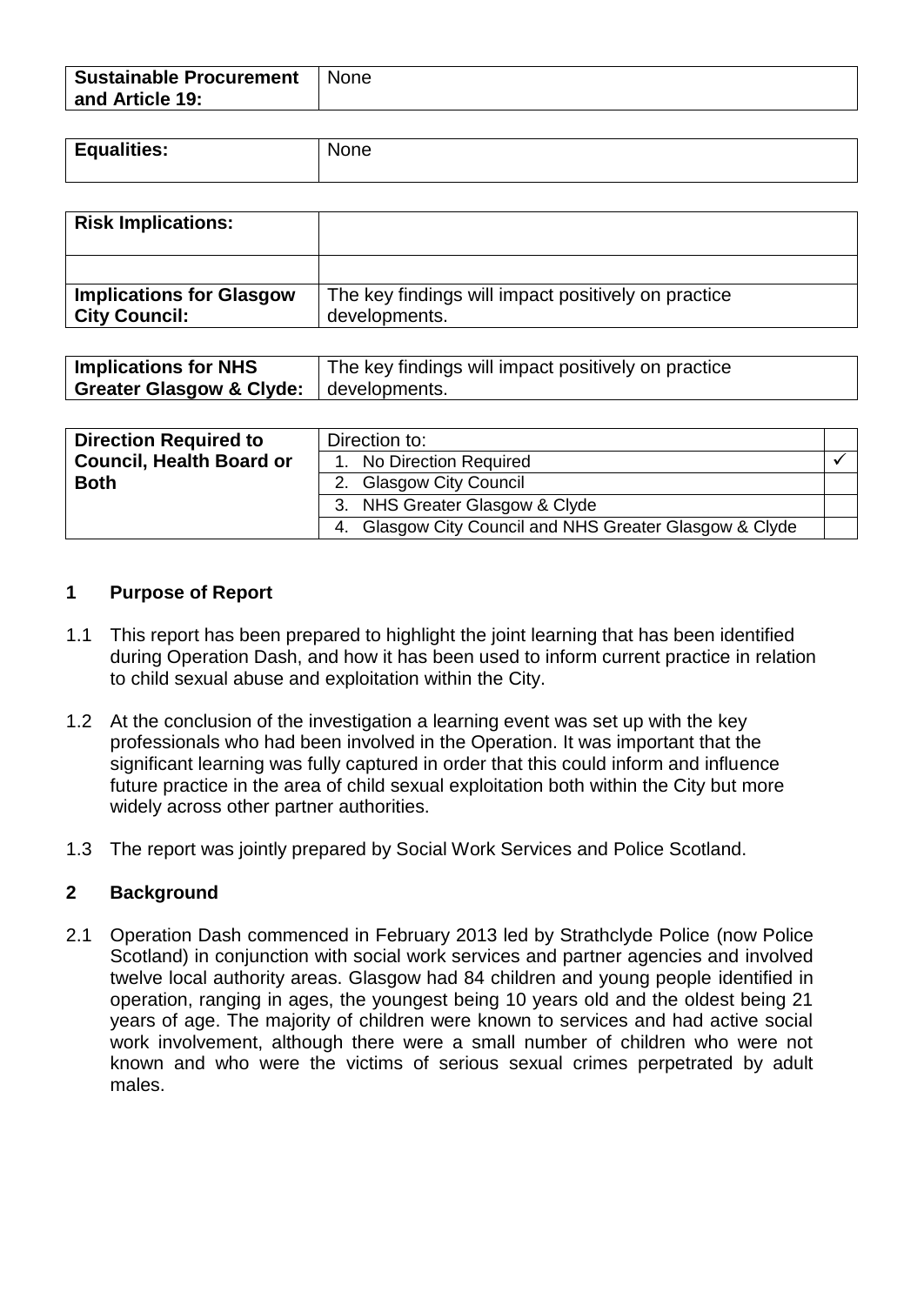| **Sustainable Procurement and Article 19:** | None |
|---|---|

| **Equalities:** | None |
|---|---|

| **Risk Implications:** | |
|---|---|
| | |
| **Implications for Glasgow City Council:** | The key findings will impact positively on practice developments. |

| **Implications for NHS Greater Glasgow & Clyde:** | The key findings will impact positively on practice developments. |
|---|---|

| **Direction Required to Council, Health Board or Both** | Direction to: | |
|---|---|---|
| | 1. No Direction Required | ✓ |
| | 2. Glasgow City Council | |
| | 3. NHS Greater Glasgow & Clyde | |
| | 4. Glasgow City Council and NHS Greater Glasgow & Clyde | |

## 1 Purpose of Report

1.1 This report has been prepared to highlight the joint learning that has been identified during Operation Dash, and how it has been used to inform current practice in relation to child sexual abuse and exploitation within the City.

1.2 At the conclusion of the investigation a learning event was set up with the key professionals who had been involved in the Operation. It was important that the significant learning was fully captured in order that this could inform and influence future practice in the area of child sexual exploitation both within the City but more widely across other partner authorities.

1.3 The report was jointly prepared by Social Work Services and Police Scotland.

## 2 Background

2.1 Operation Dash commenced in February 2013 led by Strathclyde Police (now Police Scotland) in conjunction with social work services and partner agencies and involved twelve local authority areas. Glasgow had 84 children and young people identified in operation, ranging in ages, the youngest being 10 years old and the oldest being 21 years of age. The majority of children were known to services and had active social work involvement, although there were a small number of children who were not known and who were the victims of serious sexual crimes perpetrated by adult males.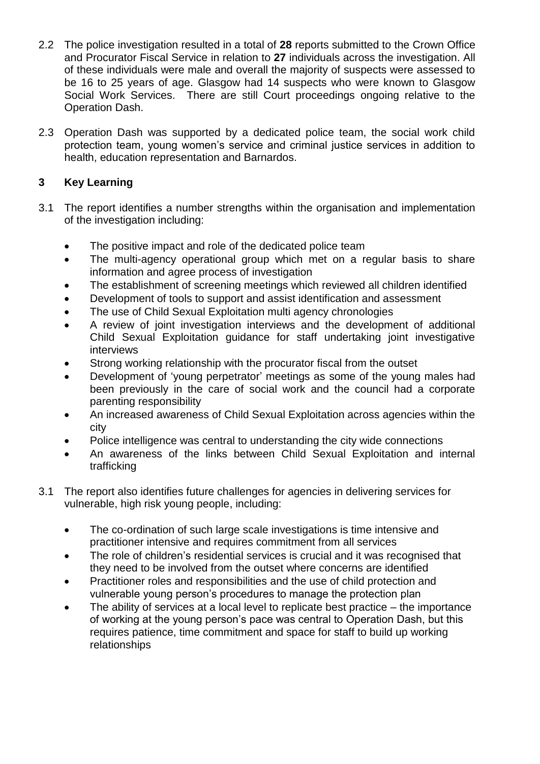2.2 The police investigation resulted in a total of **28** reports submitted to the Crown Office and Procurator Fiscal Service in relation to **27** individuals across the investigation. All of these individuals were male and overall the majority of suspects were assessed to be 16 to 25 years of age. Glasgow had 14 suspects who were known to Glasgow Social Work Services. There are still Court proceedings ongoing relative to the Operation Dash.

2.3 Operation Dash was supported by a dedicated police team, the social work child protection team, young women's service and criminal justice services in addition to health, education representation and Barnardos.

## 3 Key Learning

3.1 The report identifies a number strengths within the organisation and implementation of the investigation including:

- The positive impact and role of the dedicated police team
- The multi-agency operational group which met on a regular basis to share information and agree process of investigation
- The establishment of screening meetings which reviewed all children identified
- Development of tools to support and assist identification and assessment
- The use of Child Sexual Exploitation multi agency chronologies
- A review of joint investigation interviews and the development of additional Child Sexual Exploitation guidance for staff undertaking joint investigative interviews
- Strong working relationship with the procurator fiscal from the outset
- Development of 'young perpetrator' meetings as some of the young males had been previously in the care of social work and the council had a corporate parenting responsibility
- An increased awareness of Child Sexual Exploitation across agencies within the city
- Police intelligence was central to understanding the city wide connections
- An awareness of the links between Child Sexual Exploitation and internal trafficking

3.1 The report also identifies future challenges for agencies in delivering services for vulnerable, high risk young people, including:

- The co-ordination of such large scale investigations is time intensive and practitioner intensive and requires commitment from all services
- The role of children's residential services is crucial and it was recognised that they need to be involved from the outset where concerns are identified
- Practitioner roles and responsibilities and the use of child protection and vulnerable young person's procedures to manage the protection plan
- The ability of services at a local level to replicate best practice – the importance of working at the young person's pace was central to Operation Dash, but this requires patience, time commitment and space for staff to build up working relationships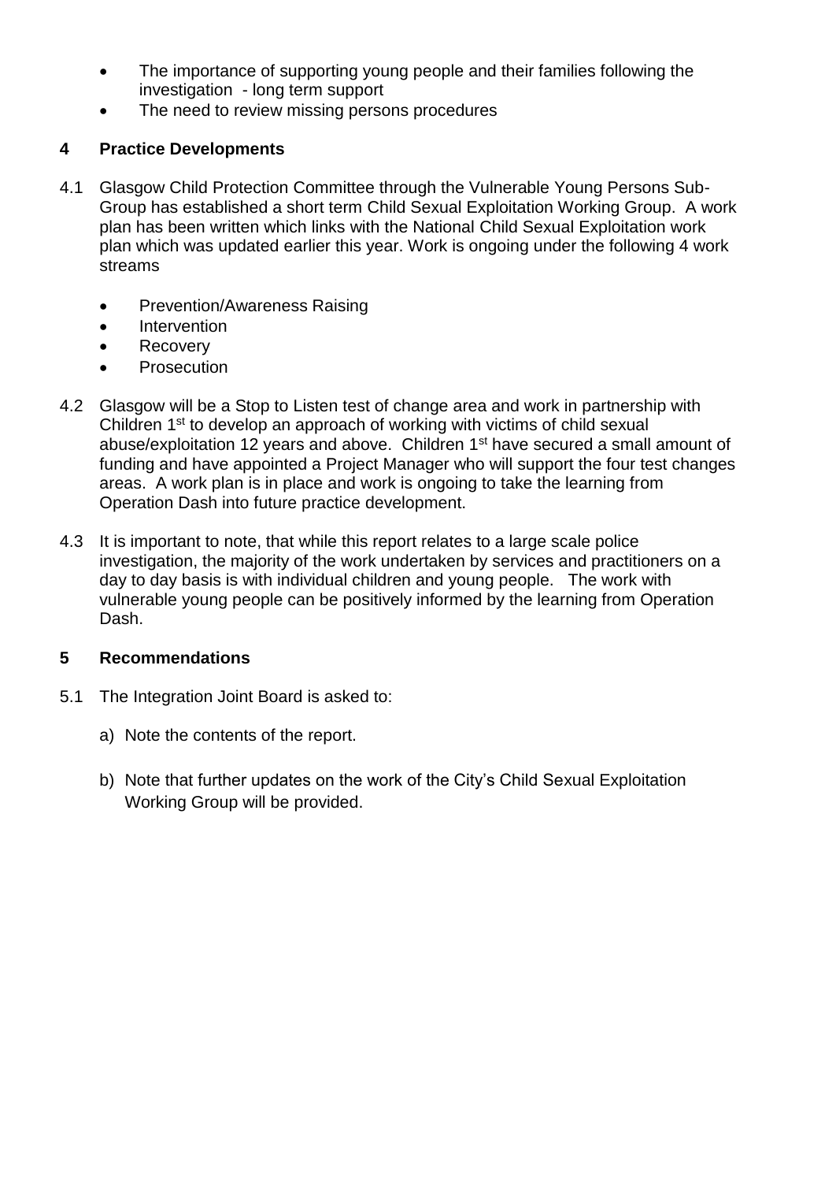- The importance of supporting young people and their families following the investigation - long term support
- The need to review missing persons procedures

## 4 Practice Developments

4.1 Glasgow Child Protection Committee through the Vulnerable Young Persons Sub-Group has established a short term Child Sexual Exploitation Working Group. A work plan has been written which links with the National Child Sexual Exploitation work plan which was updated earlier this year. Work is ongoing under the following 4 work streams

- Prevention/Awareness Raising
- Intervention
- Recovery
- Prosecution

4.2 Glasgow will be a Stop to Listen test of change area and work in partnership with Children 1st to develop an approach of working with victims of child sexual abuse/exploitation 12 years and above. Children 1st have secured a small amount of funding and have appointed a Project Manager who will support the four test changes areas. A work plan is in place and work is ongoing to take the learning from Operation Dash into future practice development.

4.3 It is important to note, that while this report relates to a large scale police investigation, the majority of the work undertaken by services and practitioners on a day to day basis is with individual children and young people. The work with vulnerable young people can be positively informed by the learning from Operation Dash.

## 5 Recommendations

5.1 The Integration Joint Board is asked to:

a) Note the contents of the report.

b) Note that further updates on the work of the City's Child Sexual Exploitation Working Group will be provided.